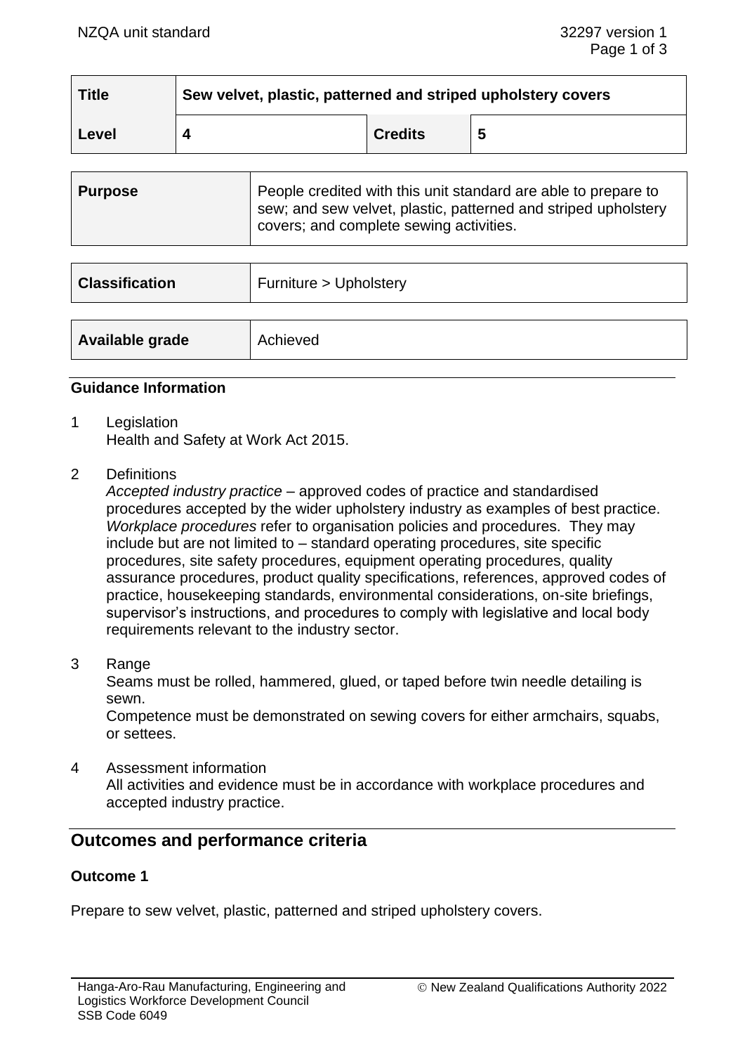| Title | Sew velvet, plastic, patterned and striped upholstery covers | | |
|---|---|---|---|
| Level | 4 | Credits | 5 |

| Purpose | People credited with this unit standard are able to prepare to sew; and sew velvet, plastic, patterned and striped upholstery covers; and complete sewing activities. |
|---|---|

| Classification | Furniture > Upholstery |
|---|---|

| Available grade | Achieved |
|---|---|

**Guidance Information**

1 Legislation
Health and Safety at Work Act 2015.

2 Definitions
*Accepted industry practice* – approved codes of practice and standardised procedures accepted by the wider upholstery industry as examples of best practice.
*Workplace procedures* refer to organisation policies and procedures. They may include but are not limited to – standard operating procedures, site specific procedures, site safety procedures, equipment operating procedures, quality assurance procedures, product quality specifications, references, approved codes of practice, housekeeping standards, environmental considerations, on-site briefings, supervisor's instructions, and procedures to comply with legislative and local body requirements relevant to the industry sector.

3 Range
Seams must be rolled, hammered, glued, or taped before twin needle detailing is sewn.
Competence must be demonstrated on sewing covers for either armchairs, squabs, or settees.

4 Assessment information
All activities and evidence must be in accordance with workplace procedures and accepted industry practice.

## Outcomes and performance criteria

**Outcome 1**

Prepare to sew velvet, plastic, patterned and striped upholstery covers.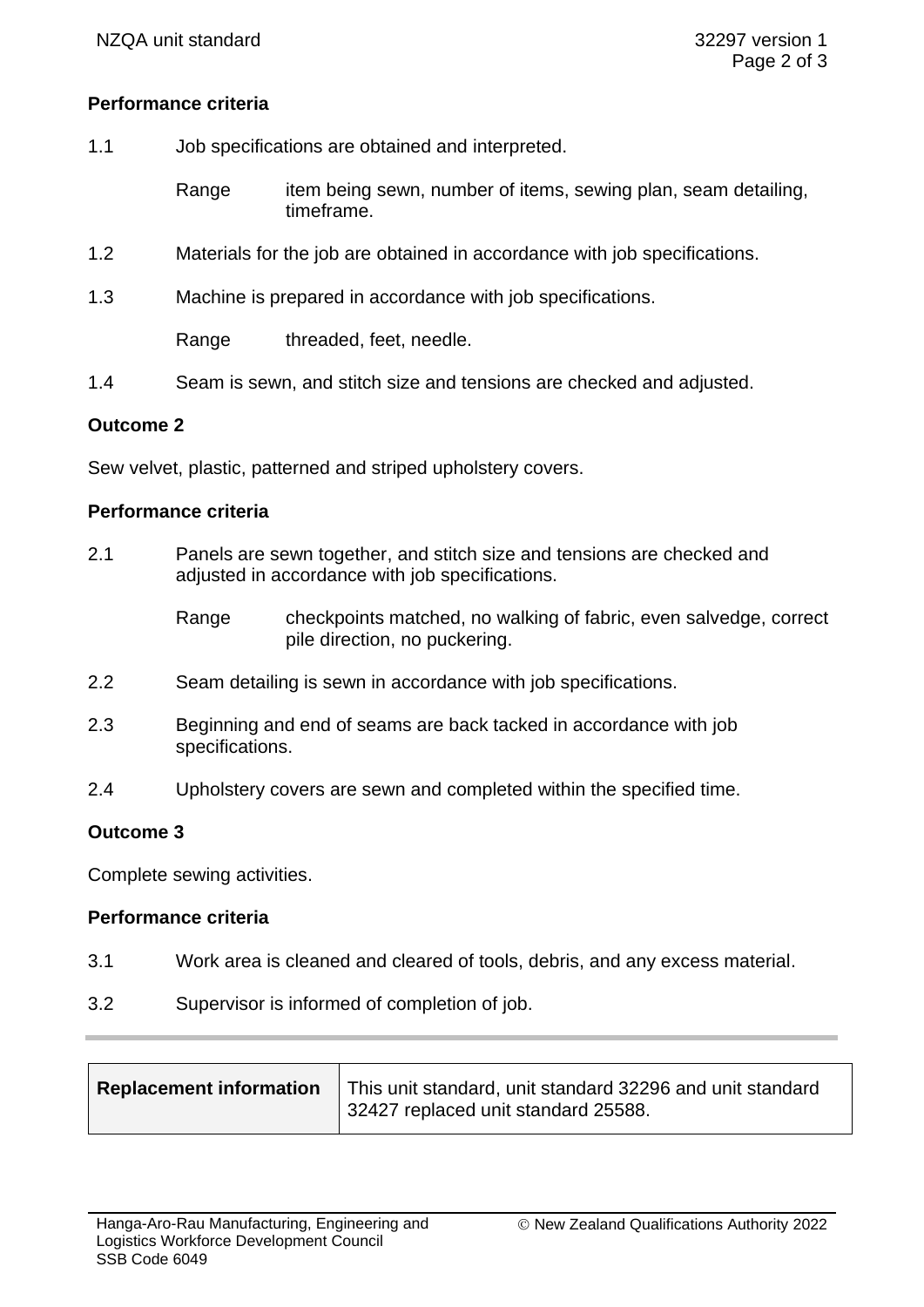**Performance criteria**

1.1 Job specifications are obtained and interpreted.

Range item being sewn, number of items, sewing plan, seam detailing, timeframe.

1.2 Materials for the job are obtained in accordance with job specifications.

1.3 Machine is prepared in accordance with job specifications.

Range threaded, feet, needle.

1.4 Seam is sewn, and stitch size and tensions are checked and adjusted.

**Outcome 2**

Sew velvet, plastic, patterned and striped upholstery covers.

**Performance criteria**

2.1 Panels are sewn together, and stitch size and tensions are checked and adjusted in accordance with job specifications.

Range checkpoints matched, no walking of fabric, even salvedge, correct pile direction, no puckering.

2.2 Seam detailing is sewn in accordance with job specifications.

2.3 Beginning and end of seams are back tacked in accordance with job specifications.

2.4 Upholstery covers are sewn and completed within the specified time.

**Outcome 3**

Complete sewing activities.

**Performance criteria**

3.1 Work area is cleaned and cleared of tools, debris, and any excess material.

3.2 Supervisor is informed of completion of job.

| **Replacement information** | This unit standard, unit standard 32296 and unit standard 32427 replaced unit standard 25588. |
| --- | --- |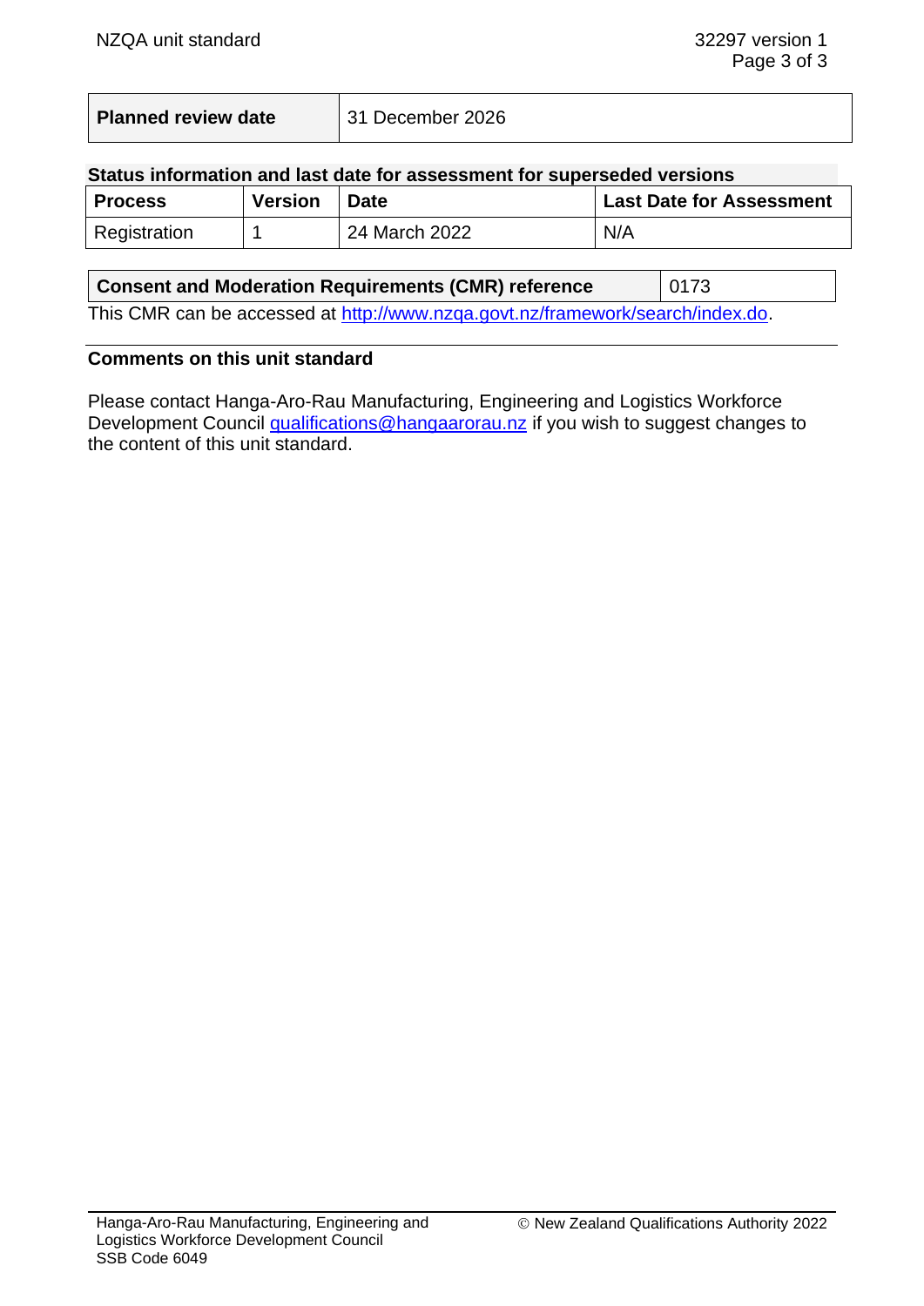| | |
|---|---|
| **Planned review date** | 31 December 2026 |

**Status information and last date for assessment for superseded versions**

| Process | Version | Date | Last Date for Assessment |
|---|---|---|---|
| Registration | 1 | 24 March 2022 | N/A |

| | |
|---|---|
| **Consent and Moderation Requirements (CMR) reference** | 0173 |

This CMR can be accessed at http://www.nzqa.govt.nz/framework/search/index.do.

**Comments on this unit standard**

Please contact Hanga-Aro-Rau Manufacturing, Engineering and Logistics Workforce Development Council qualifications@hangaarorau.nz if you wish to suggest changes to the content of this unit standard.

Hanga-Aro-Rau Manufacturing, Engineering and Logistics Workforce Development Council
SSB Code 6049

© New Zealand Qualifications Authority 2022